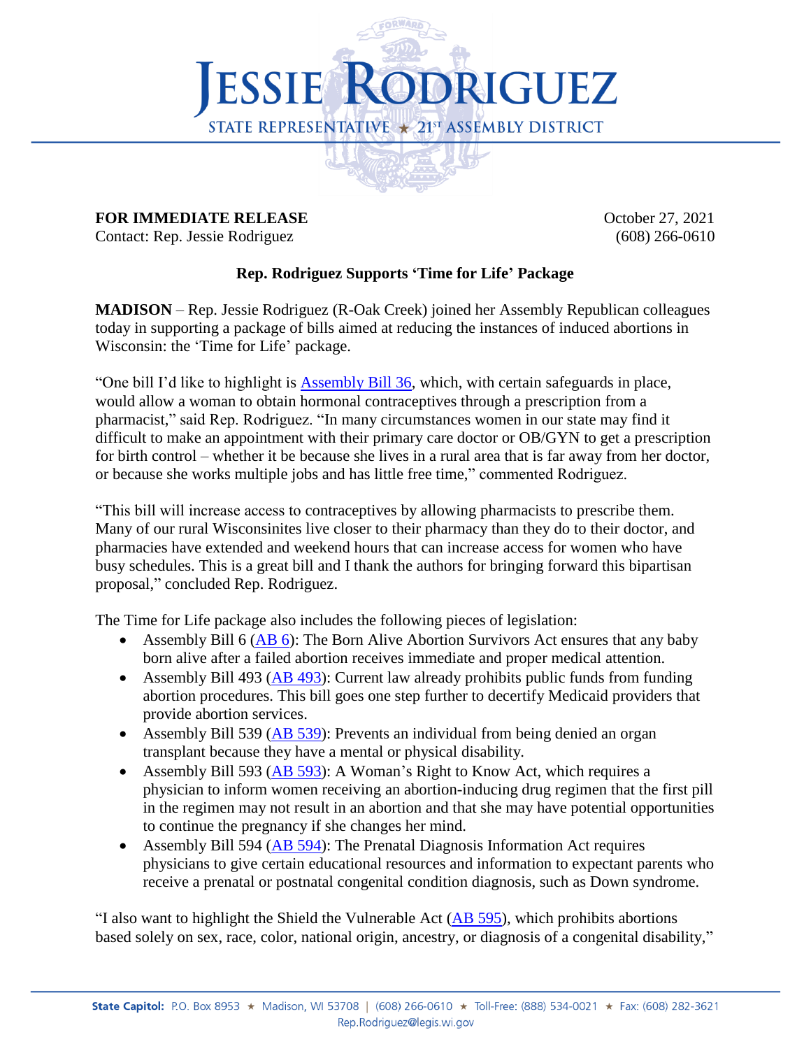# Jessie Rodriguez

STATE REPRESENTATIVE ★ 21ST ASSEMBLY DISTRICT

**FOR IMMEDIATE RELEASE**
Contact: Rep. Jessie Rodriguez

October 27, 2021
(608) 266-0610

**Rep. Rodriguez Supports 'Time for Life' Package**

**MADISON** – Rep. Jessie Rodriguez (R-Oak Creek) joined her Assembly Republican colleagues today in supporting a package of bills aimed at reducing the instances of induced abortions in Wisconsin: the 'Time for Life' package.

"One bill I'd like to highlight is Assembly Bill 36, which, with certain safeguards in place, would allow a woman to obtain hormonal contraceptives through a prescription from a pharmacist," said Rep. Rodriguez. "In many circumstances women in our state may find it difficult to make an appointment with their primary care doctor or OB/GYN to get a prescription for birth control – whether it be because she lives in a rural area that is far away from her doctor, or because she works multiple jobs and has little free time," commented Rodriguez.

"This bill will increase access to contraceptives by allowing pharmacists to prescribe them. Many of our rural Wisconsinites live closer to their pharmacy than they do to their doctor, and pharmacies have extended and weekend hours that can increase access for women who have busy schedules. This is a great bill and I thank the authors for bringing forward this bipartisan proposal," concluded Rep. Rodriguez.

The Time for Life package also includes the following pieces of legislation:

- Assembly Bill 6 (AB 6): The Born Alive Abortion Survivors Act ensures that any baby born alive after a failed abortion receives immediate and proper medical attention.
- Assembly Bill 493 (AB 493): Current law already prohibits public funds from funding abortion procedures. This bill goes one step further to decertify Medicaid providers that provide abortion services.
- Assembly Bill 539 (AB 539): Prevents an individual from being denied an organ transplant because they have a mental or physical disability.
- Assembly Bill 593 (AB 593): A Woman's Right to Know Act, which requires a physician to inform women receiving an abortion-inducing drug regimen that the first pill in the regimen may not result in an abortion and that she may have potential opportunities to continue the pregnancy if she changes her mind.
- Assembly Bill 594 (AB 594): The Prenatal Diagnosis Information Act requires physicians to give certain educational resources and information to expectant parents who receive a prenatal or postnatal congenital condition diagnosis, such as Down syndrome.

"I also want to highlight the Shield the Vulnerable Act (AB 595), which prohibits abortions based solely on sex, race, color, national origin, ancestry, or diagnosis of a congenital disability,"

**State Capitol:** P.O. Box 8953 ★ Madison, WI 53708 | (608) 266-0610 ★ Toll-Free: (888) 534-0021 ★ Fax: (608) 282-3621
Rep.Rodriguez@legis.wi.gov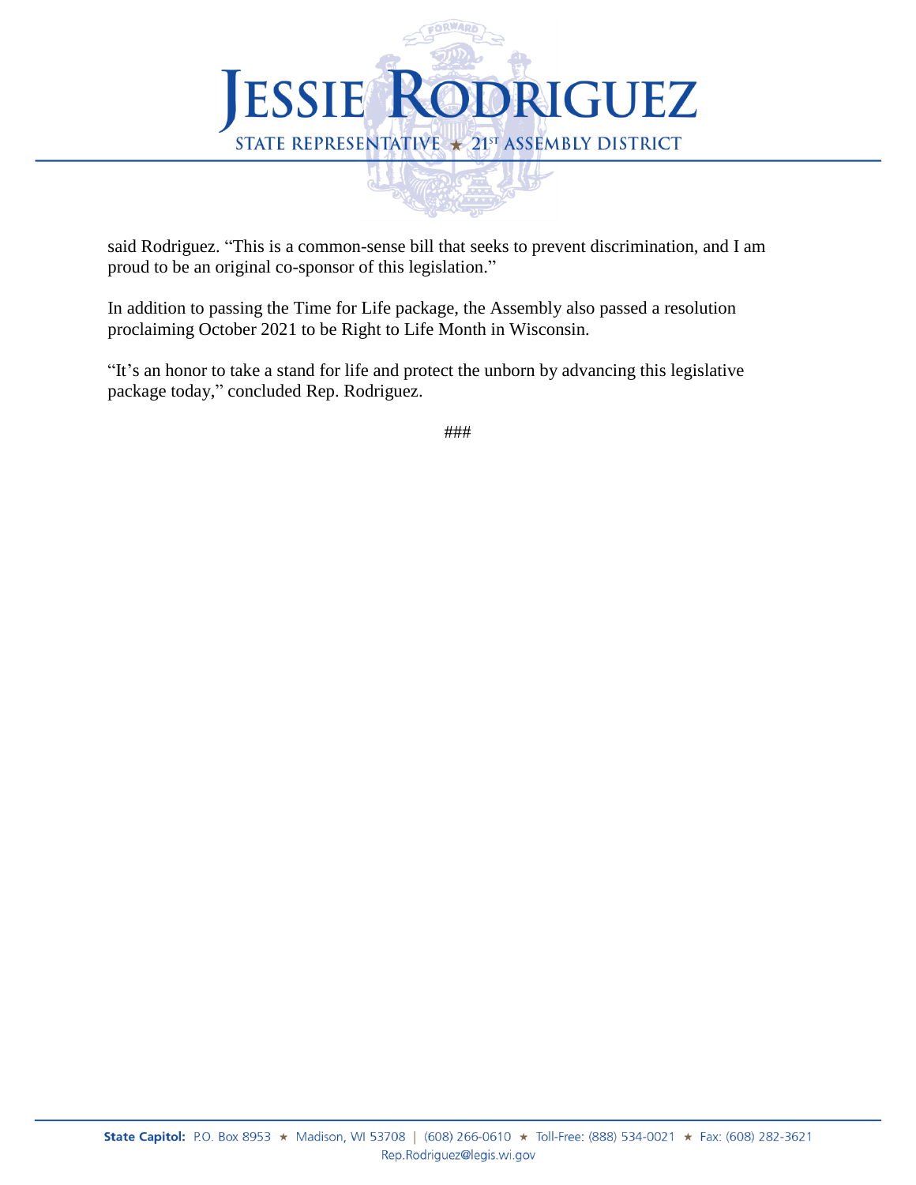said Rodriguez. “This is a common-sense bill that seeks to prevent discrimination, and I am proud to be an original co-sponsor of this legislation.”

In addition to passing the Time for Life package, the Assembly also passed a resolution proclaiming October 2021 to be Right to Life Month in Wisconsin.

“It’s an honor to take a stand for life and protect the unborn by advancing this legislative package today,” concluded Rep. Rodriguez.

###